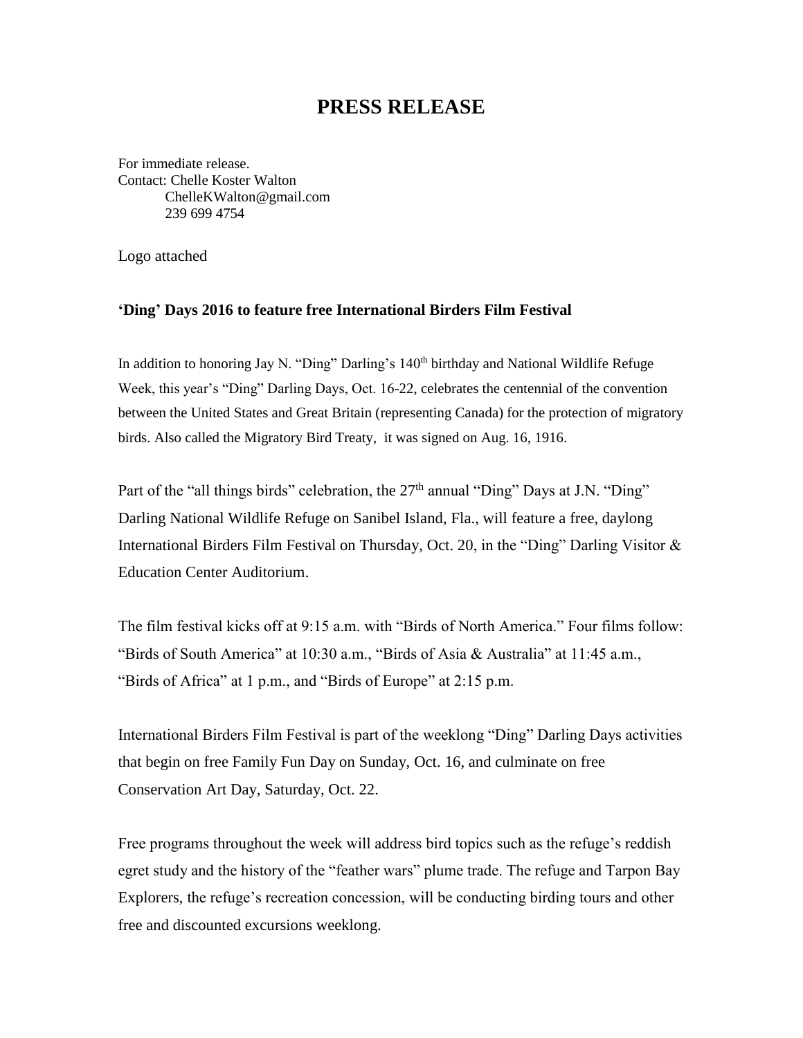# PRESS RELEASE

For immediate release.
Contact: Chelle Koster Walton
ChelleKWalton@gmail.com
239 699 4754

Logo attached

**'Ding' Days 2016 to feature free International Birders Film Festival**

In addition to honoring Jay N. "Ding" Darling's 140th birthday and National Wildlife Refuge Week, this year's "Ding" Darling Days, Oct. 16-22, celebrates the centennial of the convention between the United States and Great Britain (representing Canada) for the protection of migratory birds. Also called the Migratory Bird Treaty, it was signed on Aug. 16, 1916.

Part of the "all things birds" celebration, the 27th annual "Ding" Days at J.N. "Ding" Darling National Wildlife Refuge on Sanibel Island, Fla., will feature a free, daylong International Birders Film Festival on Thursday, Oct. 20, in the "Ding" Darling Visitor & Education Center Auditorium.

The film festival kicks off at 9:15 a.m. with "Birds of North America." Four films follow: "Birds of South America" at 10:30 a.m., "Birds of Asia & Australia" at 11:45 a.m., "Birds of Africa" at 1 p.m., and "Birds of Europe" at 2:15 p.m.

International Birders Film Festival is part of the weeklong "Ding" Darling Days activities that begin on free Family Fun Day on Sunday, Oct. 16, and culminate on free Conservation Art Day, Saturday, Oct. 22.

Free programs throughout the week will address bird topics such as the refuge's reddish egret study and the history of the "feather wars" plume trade. The refuge and Tarpon Bay Explorers, the refuge's recreation concession, will be conducting birding tours and other free and discounted excursions weeklong.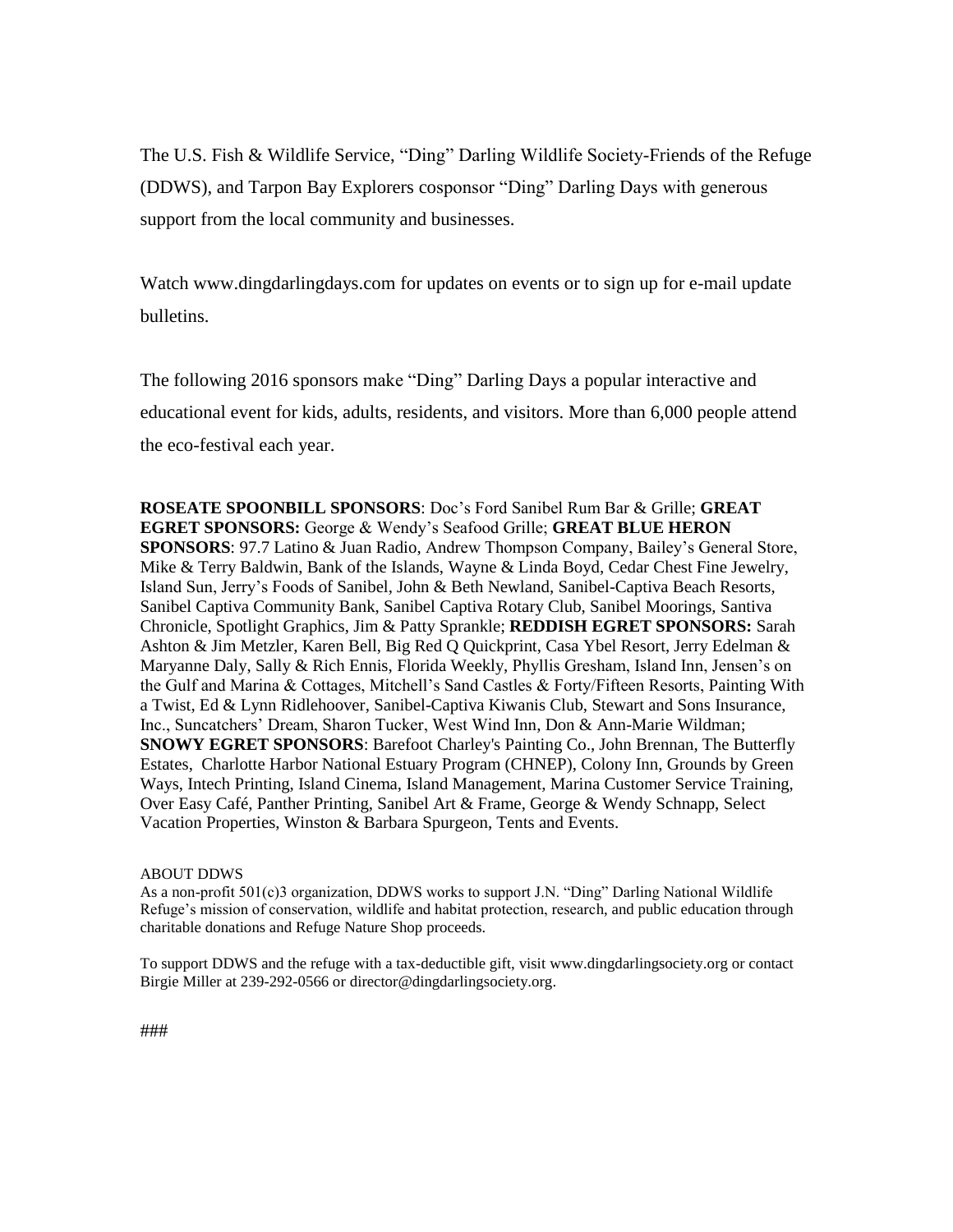The U.S. Fish & Wildlife Service, "Ding" Darling Wildlife Society-Friends of the Refuge (DDWS), and Tarpon Bay Explorers cosponsor "Ding" Darling Days with generous support from the local community and businesses.

Watch www.dingdarlingdays.com for updates on events or to sign up for e-mail update bulletins.

The following 2016 sponsors make "Ding" Darling Days a popular interactive and educational event for kids, adults, residents, and visitors. More than 6,000 people attend the eco-festival each year.

**ROSEATE SPOONBILL SPONSORS**: Doc's Ford Sanibel Rum Bar & Grille; **GREAT EGRET SPONSORS:** George & Wendy's Seafood Grille; **GREAT BLUE HERON SPONSORS**: 97.7 Latino & Juan Radio, Andrew Thompson Company, Bailey's General Store, Mike & Terry Baldwin, Bank of the Islands, Wayne & Linda Boyd, Cedar Chest Fine Jewelry, Island Sun, Jerry's Foods of Sanibel, John & Beth Newland, Sanibel-Captiva Beach Resorts, Sanibel Captiva Community Bank, Sanibel Captiva Rotary Club, Sanibel Moorings, Santiva Chronicle, Spotlight Graphics, Jim & Patty Sprankle; **REDDISH EGRET SPONSORS:** Sarah Ashton & Jim Metzler, Karen Bell, Big Red Q Quickprint, Casa Ybel Resort, Jerry Edelman & Maryanne Daly, Sally & Rich Ennis, Florida Weekly, Phyllis Gresham, Island Inn, Jensen's on the Gulf and Marina & Cottages, Mitchell's Sand Castles & Forty/Fifteen Resorts, Painting With a Twist, Ed & Lynn Ridlehoover, Sanibel-Captiva Kiwanis Club, Stewart and Sons Insurance, Inc., Suncatchers' Dream, Sharon Tucker, West Wind Inn, Don & Ann-Marie Wildman; **SNOWY EGRET SPONSORS**: Barefoot Charley's Painting Co., John Brennan, The Butterfly Estates, Charlotte Harbor National Estuary Program (CHNEP), Colony Inn, Grounds by Green Ways, Intech Printing, Island Cinema, Island Management, Marina Customer Service Training, Over Easy Café, Panther Printing, Sanibel Art & Frame, George & Wendy Schnapp, Select Vacation Properties, Winston & Barbara Spurgeon, Tents and Events.

ABOUT DDWS

As a non-profit 501(c)3 organization, DDWS works to support J.N. "Ding" Darling National Wildlife Refuge's mission of conservation, wildlife and habitat protection, research, and public education through charitable donations and Refuge Nature Shop proceeds.

To support DDWS and the refuge with a tax-deductible gift, visit www.dingdarlingsociety.org or contact Birgie Miller at 239-292-0566 or director@dingdarlingsociety.org.

###